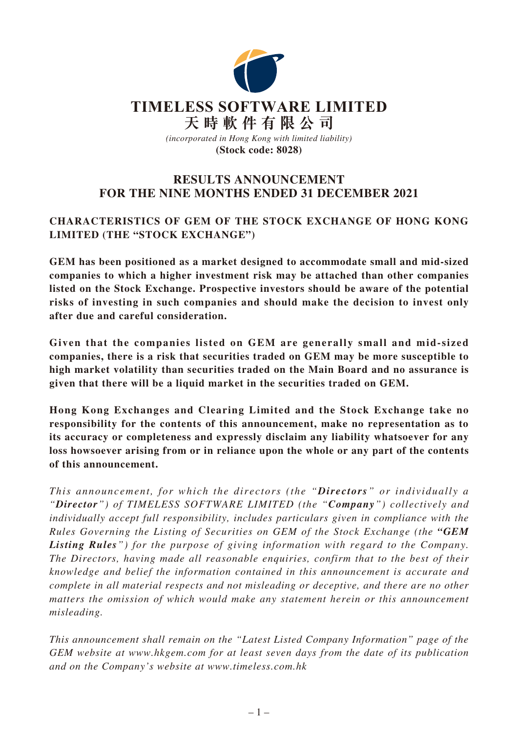# TIMELESS SOFTWARE LIMITED

# 天時軟件有限公司

*(incorporated in Hong Kong with limited liability)*

**(Stock code: 8028)**

## RESULTS ANNOUNCEMENT FOR THE NINE MONTHS ENDED 31 DECEMBER 2021

### CHARACTERISTICS OF GEM OF THE STOCK EXCHANGE OF HONG KONG LIMITED (THE "STOCK EXCHANGE")

**GEM has been positioned as a market designed to accommodate small and mid-sized companies to which a higher investment risk may be attached than other companies listed on the Stock Exchange. Prospective investors should be aware of the potential risks of investing in such companies and should make the decision to invest only after due and careful consideration.**

**Given that the companies listed on GEM are generally small and mid-sized companies, there is a risk that securities traded on GEM may be more susceptible to high market volatility than securities traded on the Main Board and no assurance is given that there will be a liquid market in the securities traded on GEM.**

**Hong Kong Exchanges and Clearing Limited and the Stock Exchange take no responsibility for the contents of this announcement, make no representation as to its accuracy or completeness and expressly disclaim any liability whatsoever for any loss howsoever arising from or in reliance upon the whole or any part of the contents of this announcement.**

*This announcement, for which the directors (the "**Directors**" or individually a "**Director**") of TIMELESS SOFTWARE LIMITED (the "**Company**") collectively and individually accept full responsibility, includes particulars given in compliance with the Rules Governing the Listing of Securities on GEM of the Stock Exchange (the **"GEM Listing Rules**") for the purpose of giving information with regard to the Company. The Directors, having made all reasonable enquiries, confirm that to the best of their knowledge and belief the information contained in this announcement is accurate and complete in all material respects and not misleading or deceptive, and there are no other matters the omission of which would make any statement herein or this announcement misleading.*

*This announcement shall remain on the "Latest Listed Company Information" page of the GEM website at www.hkgem.com for at least seven days from the date of its publication and on the Company's website at www.timeless.com.hk*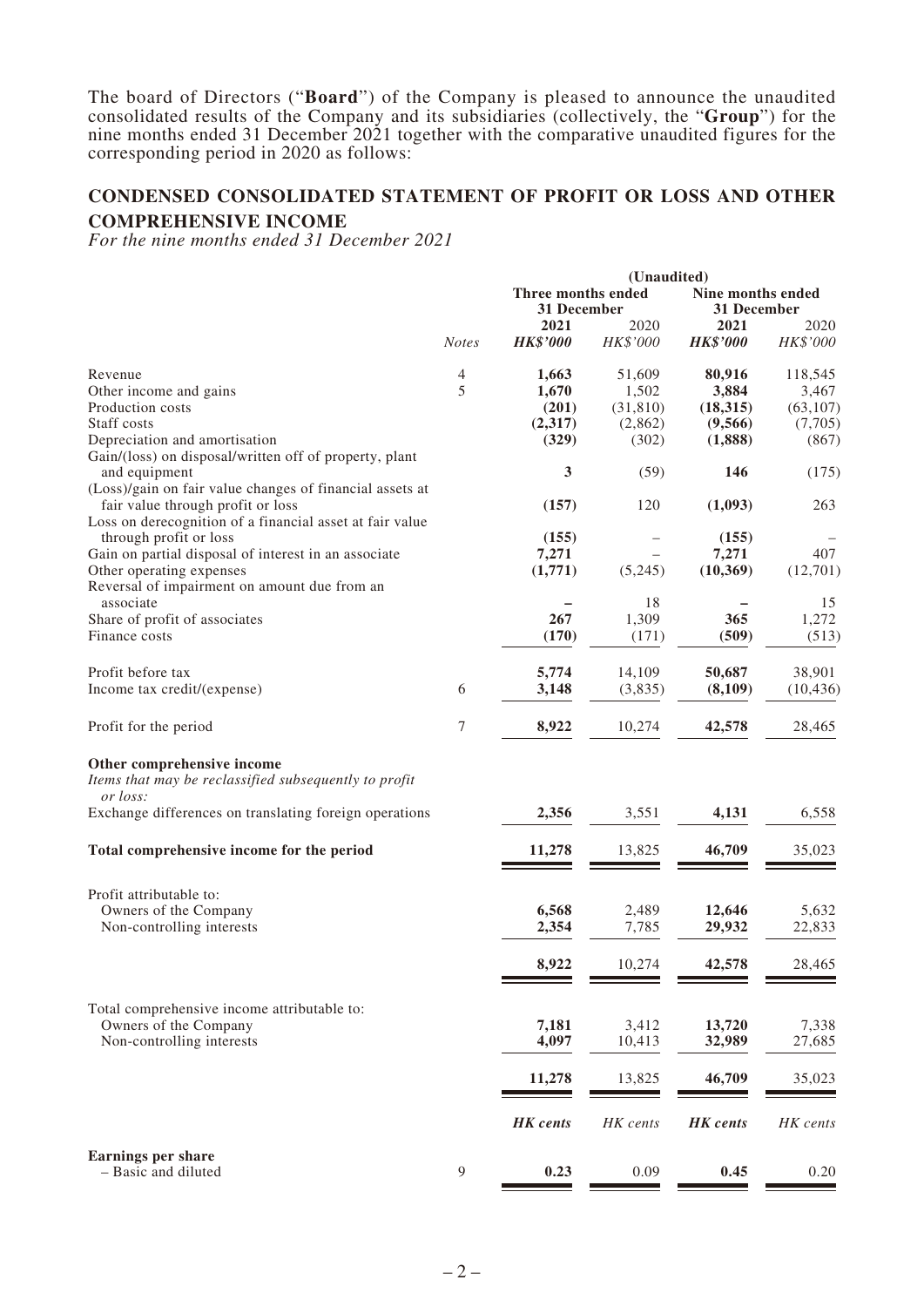The board of Directors ("**Board**") of the Company is pleased to announce the unaudited consolidated results of the Company and its subsidiaries (collectively, the "**Group**") for the nine months ended 31 December 2021 together with the comparative unaudited figures for the corresponding period in 2020 as follows:

## CONDENSED CONSOLIDATED STATEMENT OF PROFIT OR LOSS AND OTHER COMPREHENSIVE INCOME

*For the nine months ended 31 December 2021*

| | | (Unaudited) | | | |
|---|---|---|---|---|---|
| | | **Three months ended 31 December** | | **Nine months ended 31 December** | |
| | | **2021** | 2020 | **2021** | 2020 |
| | *Notes* | ***HK$'000*** | *HK$'000* | ***HK$'000*** | *HK$'000* |
| Revenue | 4 | **1,663** | 51,609 | **80,916** | 118,545 |
| Other income and gains | 5 | **1,670** | 1,502 | **3,884** | 3,467 |
| Production costs | | **(201)** | (31,810) | **(18,315)** | (63,107) |
| Staff costs | | **(2,317)** | (2,862) | **(9,566)** | (7,705) |
| Depreciation and amortisation | | **(329)** | (302) | **(1,888)** | (867) |
| Gain/(loss) on disposal/written off of property, plant and equipment | | **3** | (59) | **146** | (175) |
| (Loss)/gain on fair value changes of financial assets at fair value through profit or loss | | **(157)** | 120 | **(1,093)** | 263 |
| Loss on derecognition of a financial asset at fair value through profit or loss | | **(155)** | – | **(155)** | – |
| Gain on partial disposal of interest in an associate | | **7,271** | – | **7,271** | 407 |
| Other operating expenses | | **(1,771)** | (5,245) | **(10,369)** | (12,701) |
| Reversal of impairment on amount due from an associate | | **–** | 18 | **–** | 15 |
| Share of profit of associates | | **267** | 1,309 | **365** | 1,272 |
| Finance costs | | **(170)** | (171) | **(509)** | (513) |
| Profit before tax | | **5,774** | 14,109 | **50,687** | 38,901 |
| Income tax credit/(expense) | 6 | **3,148** | (3,835) | **(8,109)** | (10,436) |
| Profit for the period | 7 | **8,922** | 10,274 | **42,578** | 28,465 |
| **Other comprehensive income** | | | | | |
| *Items that may be reclassified subsequently to profit or loss:* | | | | | |
| Exchange differences on translating foreign operations | | **2,356** | 3,551 | **4,131** | 6,558 |
| **Total comprehensive income for the period** | | **11,278** | 13,825 | **46,709** | 35,023 |
| Profit attributable to: | | | | | |
| Owners of the Company | | **6,568** | 2,489 | **12,646** | 5,632 |
| Non-controlling interests | | **2,354** | 7,785 | **29,932** | 22,833 |
| | | **8,922** | 10,274 | **42,578** | 28,465 |
| Total comprehensive income attributable to: | | | | | |
| Owners of the Company | | **7,181** | 3,412 | **13,720** | 7,338 |
| Non-controlling interests | | **4,097** | 10,413 | **32,989** | 27,685 |
| | | **11,278** | 13,825 | **46,709** | 35,023 |
| | | ***HK cents*** | *HK cents* | ***HK cents*** | *HK cents* |
| **Earnings per share** | | | | | |
| – Basic and diluted | 9 | **0.23** | 0.09 | **0.45** | 0.20 |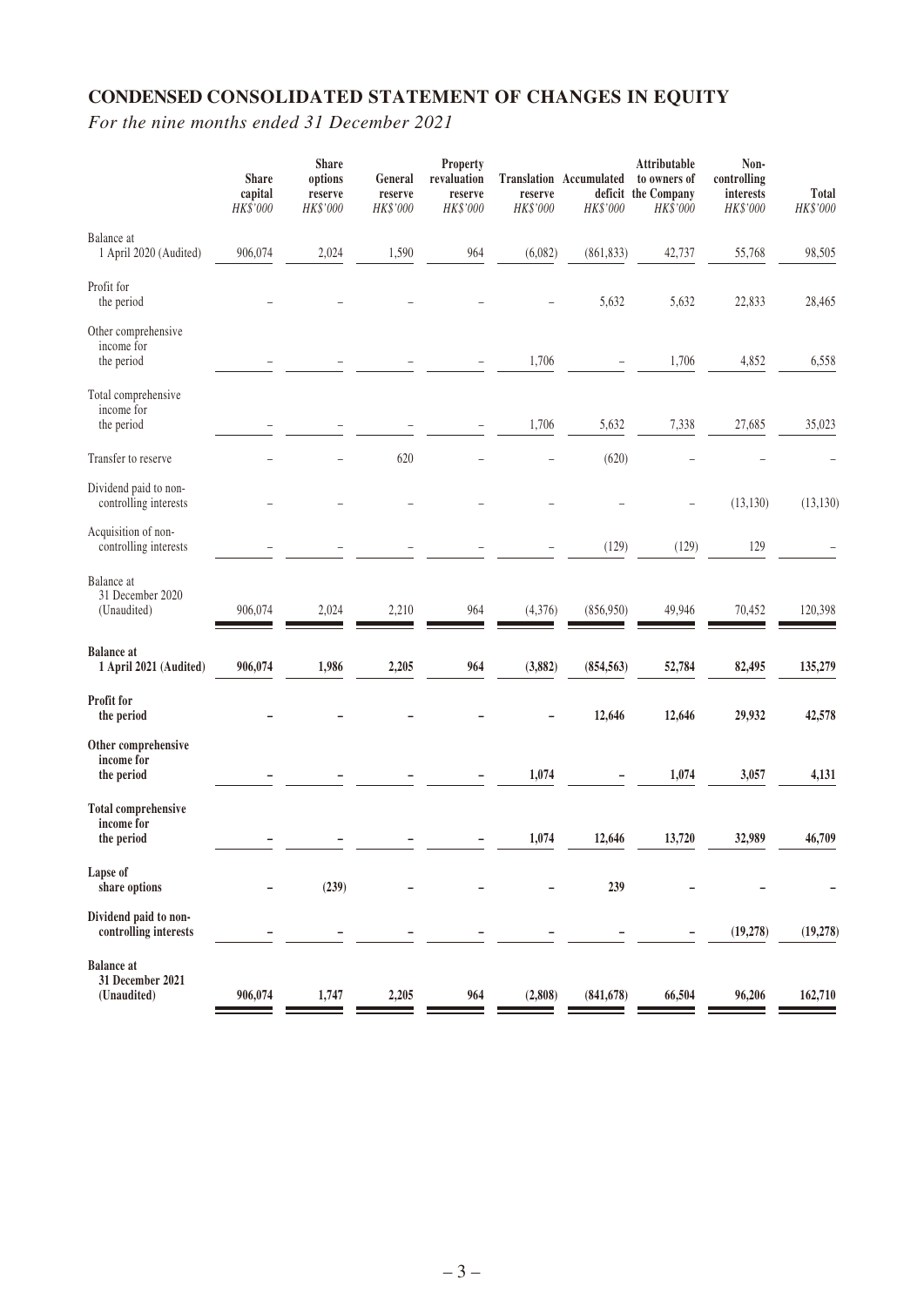## CONDENSED CONSOLIDATED STATEMENT OF CHANGES IN EQUITY

*For the nine months ended 31 December 2021*

| | Share capital *HK$'000* | Share options reserve *HK$'000* | General reserve *HK$'000* | Property revaluation reserve *HK$'000* | Translation reserve *HK$'000* | Accumulated deficit *HK$'000* | Attributable to owners of the Company *HK$'000* | Non-controlling interests *HK$'000* | Total *HK$'000* |
|---|---|---|---|---|---|---|---|---|---|
| Balance at 1 April 2020 (Audited) | 906,074 | 2,024 | 1,590 | 964 | (6,082) | (861,833) | 42,737 | 55,768 | 98,505 |
| Profit for the period | – | – | – | – | – | 5,632 | 5,632 | 22,833 | 28,465 |
| Other comprehensive income for the period | – | – | – | – | 1,706 | – | 1,706 | 4,852 | 6,558 |
| Total comprehensive income for the period | – | – | – | – | 1,706 | 5,632 | 7,338 | 27,685 | 35,023 |
| Transfer to reserve | – | – | 620 | – | – | (620) | – | – | – |
| Dividend paid to non-controlling interests | – | – | – | – | – | – | – | (13,130) | (13,130) |
| Acquisition of non-controlling interests | – | – | – | – | – | (129) | (129) | 129 | – |
| Balance at 31 December 2020 (Unaudited) | 906,074 | 2,024 | 2,210 | 964 | (4,376) | (856,950) | 49,946 | 70,452 | 120,398 |
| **Balance at 1 April 2021 (Audited)** | **906,074** | **1,986** | **2,205** | **964** | **(3,882)** | **(854,563)** | **52,784** | **82,495** | **135,279** |
| **Profit for the period** | **–** | **–** | **–** | **–** | **–** | **12,646** | **12,646** | **29,932** | **42,578** |
| **Other comprehensive income for the period** | **–** | **–** | **–** | **–** | **1,074** | **–** | **1,074** | **3,057** | **4,131** |
| **Total comprehensive income for the period** | **–** | **–** | **–** | **–** | **1,074** | **12,646** | **13,720** | **32,989** | **46,709** |
| **Lapse of share options** | **–** | **(239)** | **–** | **–** | **–** | **239** | **–** | **–** | **–** |
| **Dividend paid to non-controlling interests** | **–** | **–** | **–** | **–** | **–** | **–** | **–** | **(19,278)** | **(19,278)** |
| **Balance at 31 December 2021 (Unaudited)** | **906,074** | **1,747** | **2,205** | **964** | **(2,808)** | **(841,678)** | **66,504** | **96,206** | **162,710** |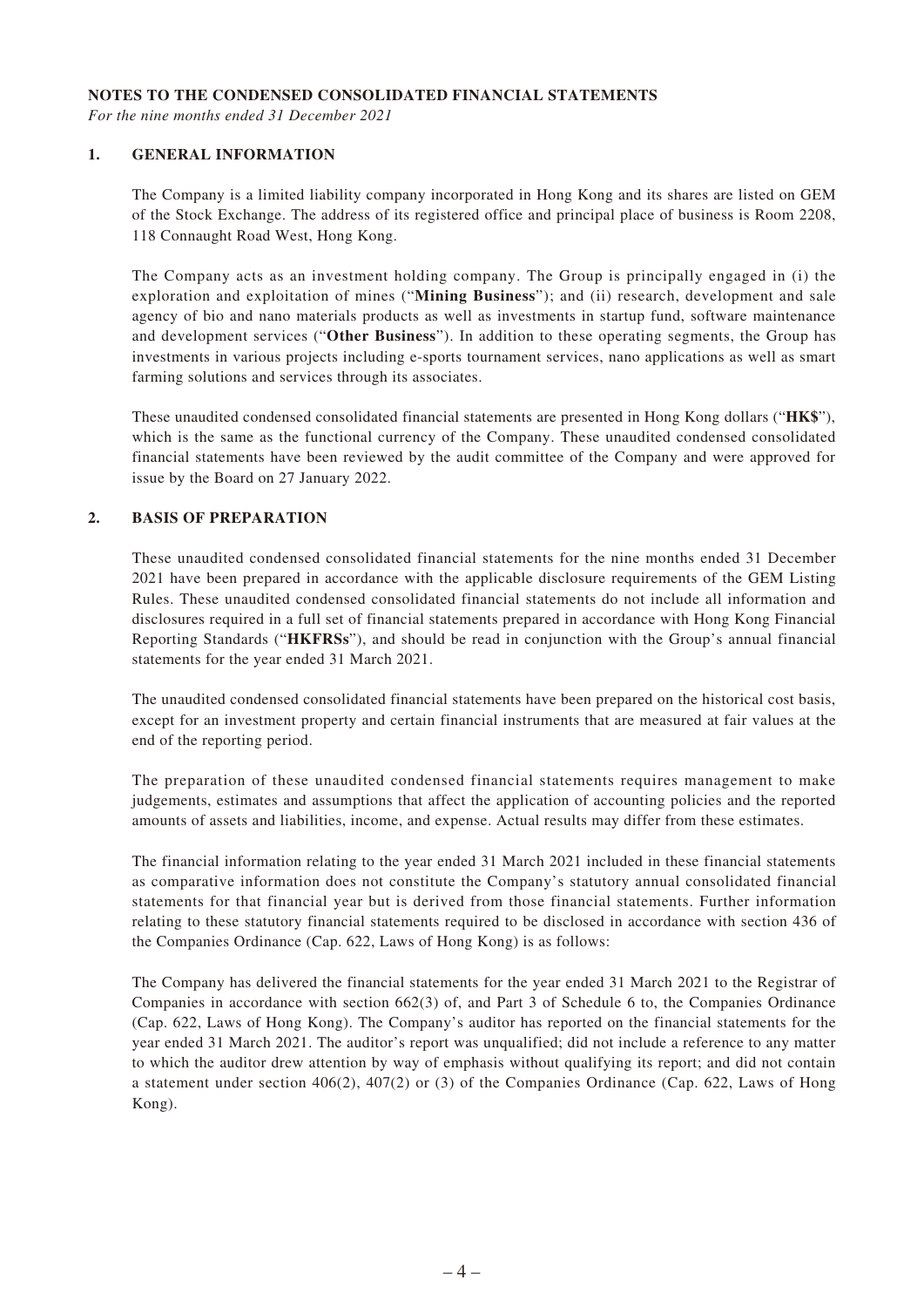# NOTES TO THE CONDENSED CONSOLIDATED FINANCIAL STATEMENTS

*For the nine months ended 31 December 2021*

## 1. GENERAL INFORMATION

The Company is a limited liability company incorporated in Hong Kong and its shares are listed on GEM of the Stock Exchange. The address of its registered office and principal place of business is Room 2208, 118 Connaught Road West, Hong Kong.

The Company acts as an investment holding company. The Group is principally engaged in (i) the exploration and exploitation of mines ("**Mining Business**"); and (ii) research, development and sale agency of bio and nano materials products as well as investments in startup fund, software maintenance and development services ("**Other Business**"). In addition to these operating segments, the Group has investments in various projects including e-sports tournament services, nano applications as well as smart farming solutions and services through its associates.

These unaudited condensed consolidated financial statements are presented in Hong Kong dollars ("**HK$**"), which is the same as the functional currency of the Company. These unaudited condensed consolidated financial statements have been reviewed by the audit committee of the Company and were approved for issue by the Board on 27 January 2022.

## 2. BASIS OF PREPARATION

These unaudited condensed consolidated financial statements for the nine months ended 31 December 2021 have been prepared in accordance with the applicable disclosure requirements of the GEM Listing Rules. These unaudited condensed consolidated financial statements do not include all information and disclosures required in a full set of financial statements prepared in accordance with Hong Kong Financial Reporting Standards ("**HKFRSs**"), and should be read in conjunction with the Group's annual financial statements for the year ended 31 March 2021.

The unaudited condensed consolidated financial statements have been prepared on the historical cost basis, except for an investment property and certain financial instruments that are measured at fair values at the end of the reporting period.

The preparation of these unaudited condensed financial statements requires management to make judgements, estimates and assumptions that affect the application of accounting policies and the reported amounts of assets and liabilities, income, and expense. Actual results may differ from these estimates.

The financial information relating to the year ended 31 March 2021 included in these financial statements as comparative information does not constitute the Company's statutory annual consolidated financial statements for that financial year but is derived from those financial statements. Further information relating to these statutory financial statements required to be disclosed in accordance with section 436 of the Companies Ordinance (Cap. 622, Laws of Hong Kong) is as follows:

The Company has delivered the financial statements for the year ended 31 March 2021 to the Registrar of Companies in accordance with section 662(3) of, and Part 3 of Schedule 6 to, the Companies Ordinance (Cap. 622, Laws of Hong Kong). The Company's auditor has reported on the financial statements for the year ended 31 March 2021. The auditor's report was unqualified; did not include a reference to any matter to which the auditor drew attention by way of emphasis without qualifying its report; and did not contain a statement under section 406(2), 407(2) or (3) of the Companies Ordinance (Cap. 622, Laws of Hong Kong).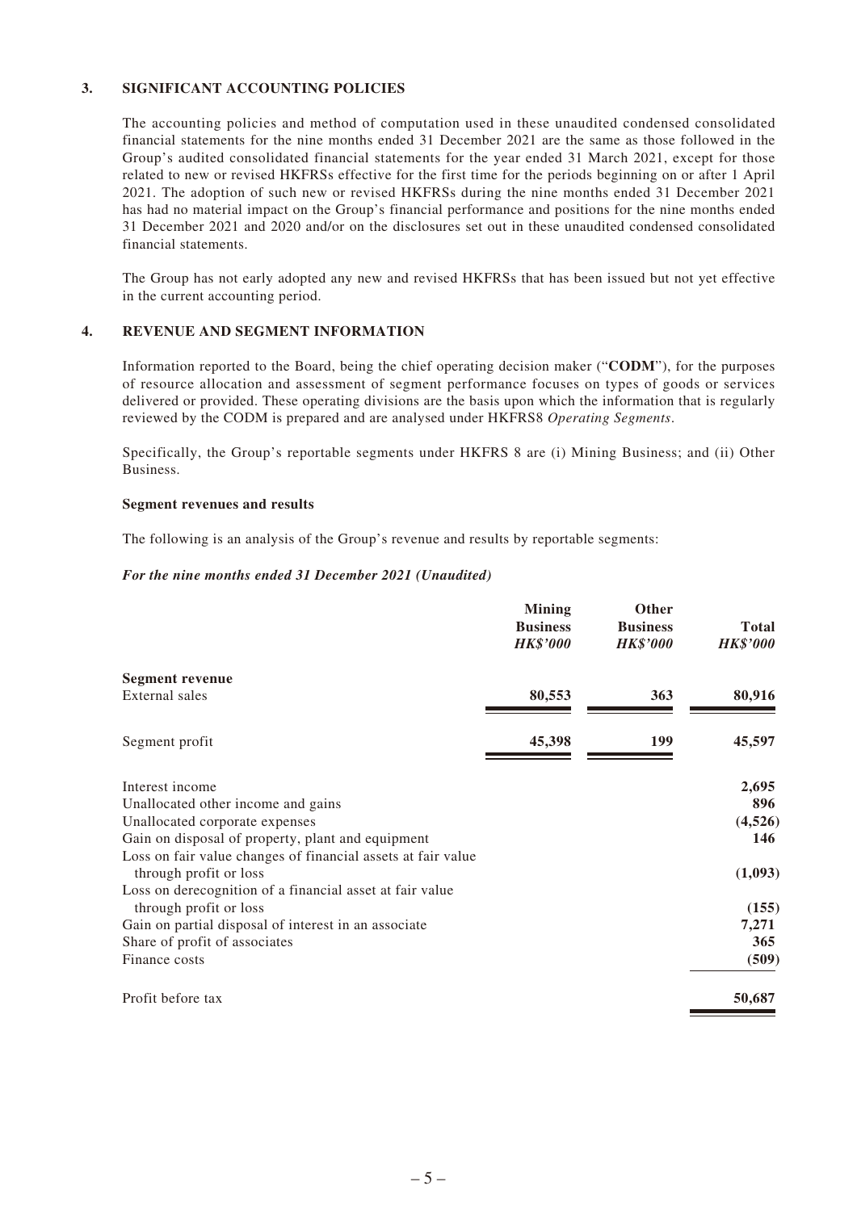## 3. SIGNIFICANT ACCOUNTING POLICIES

The accounting policies and method of computation used in these unaudited condensed consolidated financial statements for the nine months ended 31 December 2021 are the same as those followed in the Group's audited consolidated financial statements for the year ended 31 March 2021, except for those related to new or revised HKFRSs effective for the first time for the periods beginning on or after 1 April 2021. The adoption of such new or revised HKFRSs during the nine months ended 31 December 2021 has had no material impact on the Group's financial performance and positions for the nine months ended 31 December 2021 and 2020 and/or on the disclosures set out in these unaudited condensed consolidated financial statements.

The Group has not early adopted any new and revised HKFRSs that has been issued but not yet effective in the current accounting period.

## 4. REVENUE AND SEGMENT INFORMATION

Information reported to the Board, being the chief operating decision maker ("**CODM**"), for the purposes of resource allocation and assessment of segment performance focuses on types of goods or services delivered or provided. These operating divisions are the basis upon which the information that is regularly reviewed by the CODM is prepared and are analysed under HKFRS8 *Operating Segments*.

Specifically, the Group's reportable segments under HKFRS 8 are (i) Mining Business; and (ii) Other Business.

**Segment revenues and results**

The following is an analysis of the Group's revenue and results by reportable segments:

***For the nine months ended 31 December 2021 (Unaudited)***

| | Mining Business *HK$'000* | Other Business *HK$'000* | Total *HK$'000* |
|---|---|---|---|
| **Segment revenue** | | | |
| External sales | **80,553** | **363** | **80,916** |
| Segment profit | **45,398** | **199** | **45,597** |
| Interest income | | | **2,695** |
| Unallocated other income and gains | | | **896** |
| Unallocated corporate expenses | | | **(4,526)** |
| Gain on disposal of property, plant and equipment | | | **146** |
| Loss on fair value changes of financial assets at fair value through profit or loss | | | **(1,093)** |
| Loss on derecognition of a financial asset at fair value through profit or loss | | | **(155)** |
| Gain on partial disposal of interest in an associate | | | **7,271** |
| Share of profit of associates | | | **365** |
| Finance costs | | | **(509)** |
| Profit before tax | | | **50,687** |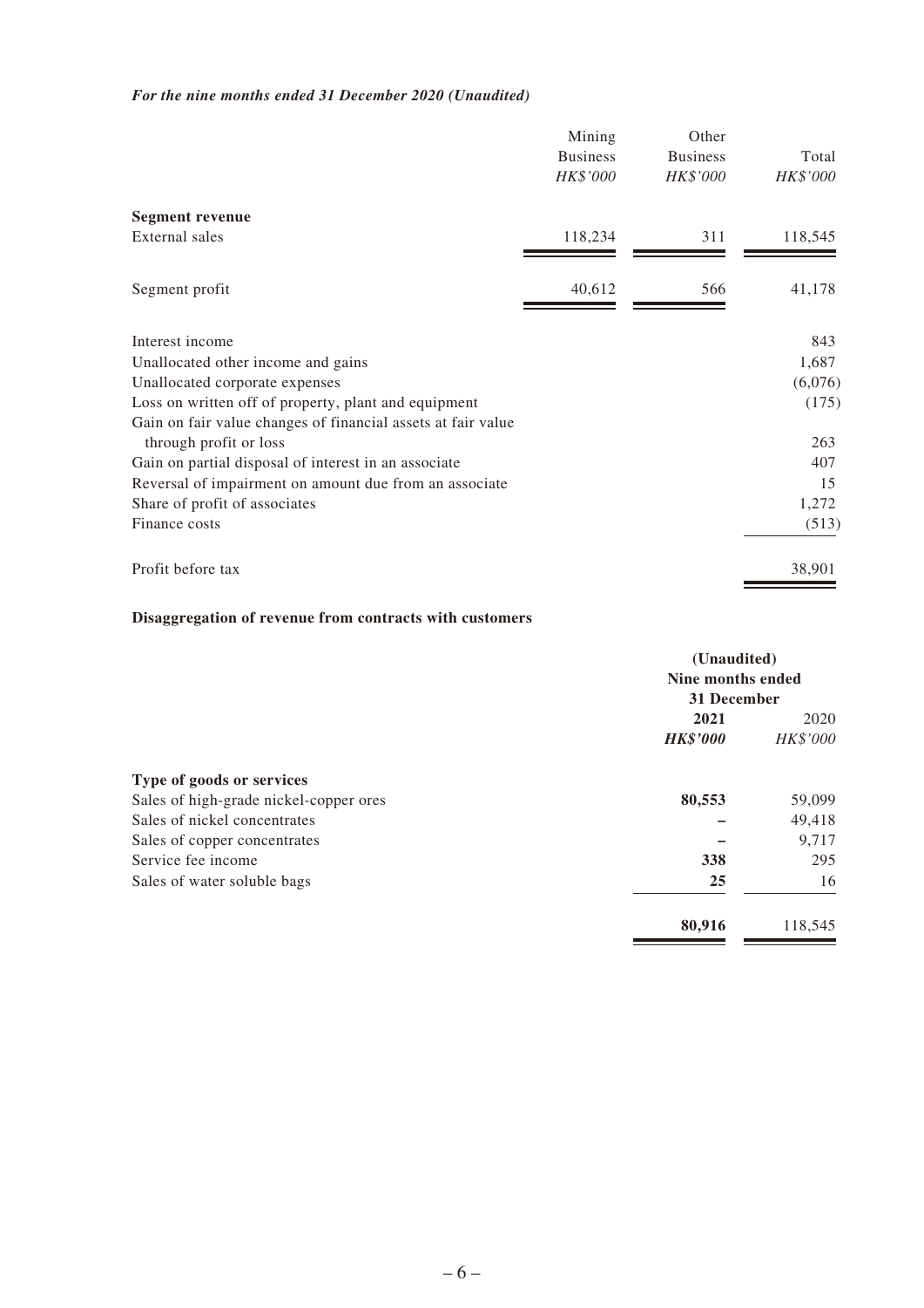***For the nine months ended 31 December 2020 (Unaudited)***

| | Mining Business *HK$'000* | Other Business *HK$'000* | Total *HK$'000* |
|---|---|---|---|
| **Segment revenue** | | | |
| External sales | 118,234 | 311 | 118,545 |
| Segment profit | 40,612 | 566 | 41,178 |
| Interest income | | | 843 |
| Unallocated other income and gains | | | 1,687 |
| Unallocated corporate expenses | | | (6,076) |
| Loss on written off of property, plant and equipment | | | (175) |
| Gain on fair value changes of financial assets at fair value through profit or loss | | | 263 |
| Gain on partial disposal of interest in an associate | | | 407 |
| Reversal of impairment on amount due from an associate | | | 15 |
| Share of profit of associates | | | 1,272 |
| Finance costs | | | (513) |
| Profit before tax | | | 38,901 |

**Disaggregation of revenue from contracts with customers**

| | **(Unaudited) Nine months ended 31 December** | |
|---|---|---|
| | **2021** | 2020 |
| | ***HK$'000*** | *HK$'000* |
| **Type of goods or services** | | |
| Sales of high-grade nickel-copper ores | **80,553** | 59,099 |
| Sales of nickel concentrates | **–** | 49,418 |
| Sales of copper concentrates | **–** | 9,717 |
| Service fee income | **338** | 295 |
| Sales of water soluble bags | **25** | 16 |
| | **80,916** | 118,545 |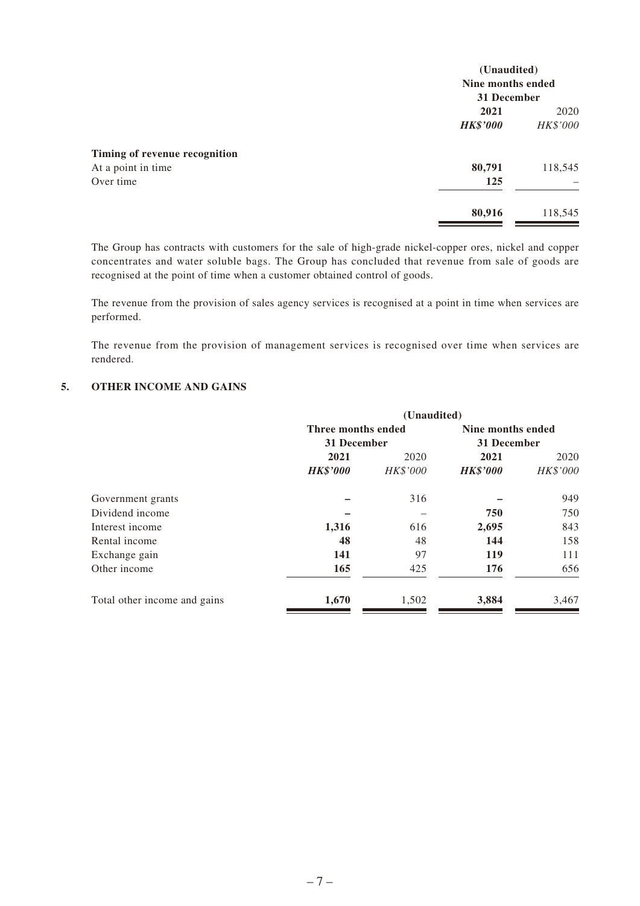| | (Unaudited) | |
|---|---|---|
| | Nine months ended 31 December | |
| | **2021** | 2020 |
| | ***HK$'000*** | *HK$'000* |
| **Timing of revenue recognition** | | |
| At a point in time | **80,791** | 118,545 |
| Over time | **125** | – |
| | **80,916** | 118,545 |

The Group has contracts with customers for the sale of high-grade nickel-copper ores, nickel and copper concentrates and water soluble bags. The Group has concluded that revenue from sale of goods are recognised at the point of time when a customer obtained control of goods.

The revenue from the provision of sales agency services is recognised at a point in time when services are performed.

The revenue from the provision of management services is recognised over time when services are rendered.

## 5. OTHER INCOME AND GAINS

| | (Unaudited) | | | |
|---|---|---|---|---|
| | Three months ended 31 December | | Nine months ended 31 December | |
| | **2021** | 2020 | **2021** | 2020 |
| | ***HK$'000*** | *HK$'000* | ***HK$'000*** | *HK$'000* |
| Government grants | **–** | 316 | **–** | 949 |
| Dividend income | **–** | – | **750** | 750 |
| Interest income | **1,316** | 616 | **2,695** | 843 |
| Rental income | **48** | 48 | **144** | 158 |
| Exchange gain | **141** | 97 | **119** | 111 |
| Other income | **165** | 425 | **176** | 656 |
| Total other income and gains | **1,670** | 1,502 | **3,884** | 3,467 |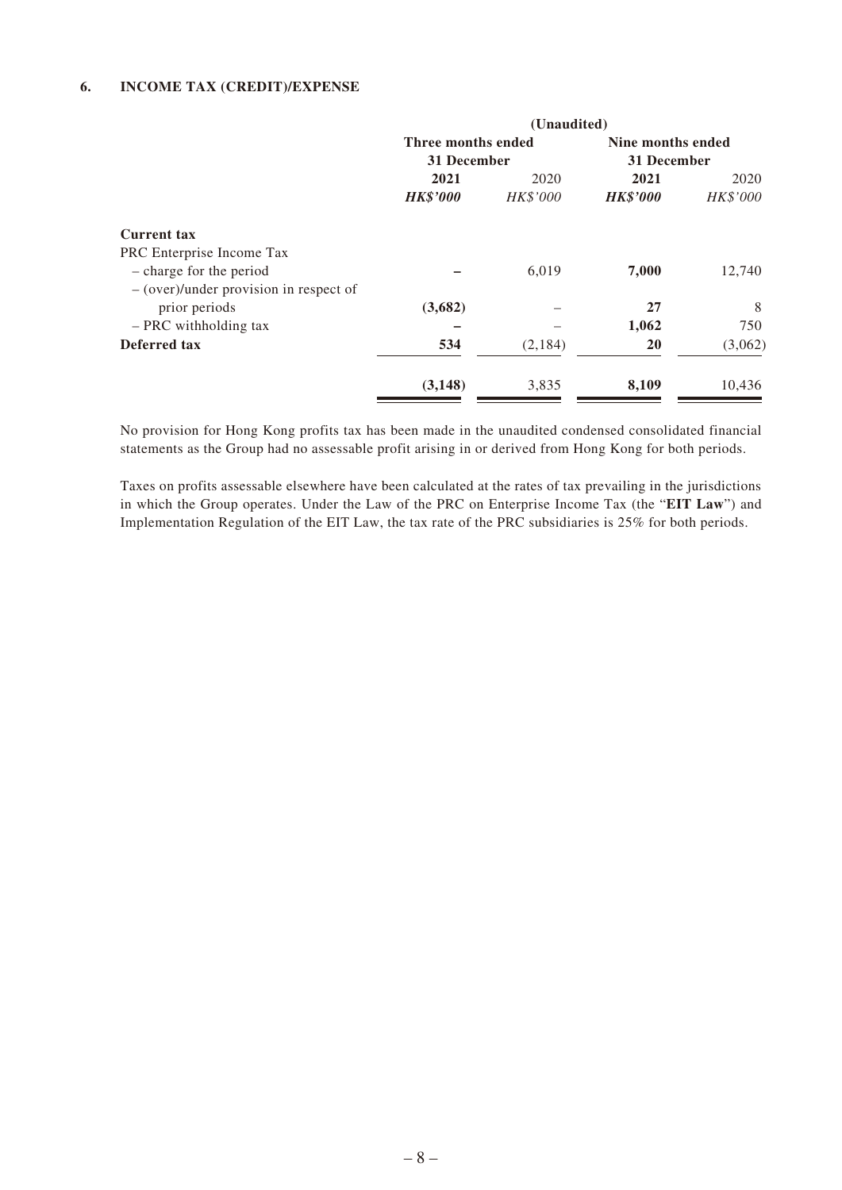### 6. INCOME TAX (CREDIT)/EXPENSE

| | (Unaudited) | | | |
|---|---|---|---|---|
| | Three months ended 31 December | | Nine months ended 31 December | |
| | **2021** | 2020 | **2021** | 2020 |
| | ***HK$'000*** | *HK$'000* | ***HK$'000*** | *HK$'000* |
| **Current tax** | | | | |
| PRC Enterprise Income Tax | | | | |
| – charge for the period | **–** | 6,019 | **7,000** | 12,740 |
| – (over)/under provision in respect of prior periods | **(3,682)** | – | **27** | 8 |
| – PRC withholding tax | **–** | – | **1,062** | 750 |
| **Deferred tax** | **534** | (2,184) | **20** | (3,062) |
| | **(3,148)** | 3,835 | **8,109** | 10,436 |

No provision for Hong Kong profits tax has been made in the unaudited condensed consolidated financial statements as the Group had no assessable profit arising in or derived from Hong Kong for both periods.

Taxes on profits assessable elsewhere have been calculated at the rates of tax prevailing in the jurisdictions in which the Group operates. Under the Law of the PRC on Enterprise Income Tax (the "**EIT Law**") and Implementation Regulation of the EIT Law, the tax rate of the PRC subsidiaries is 25% for both periods.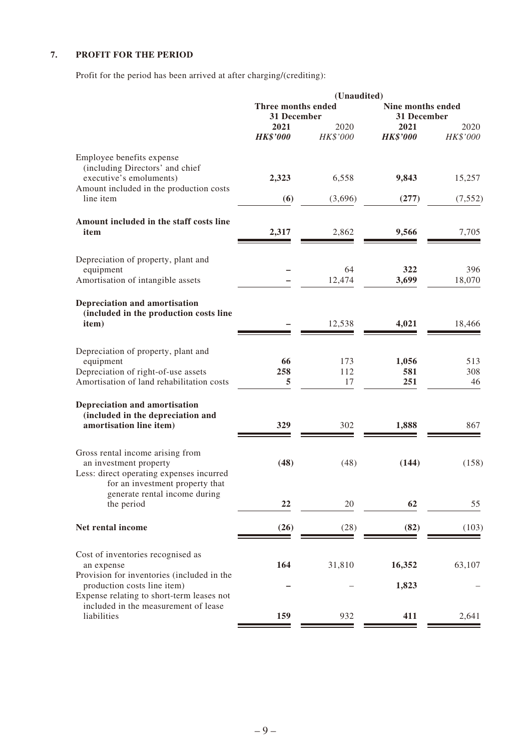## 7. PROFIT FOR THE PERIOD

Profit for the period has been arrived at after charging/(crediting):

| | (Unaudited) | | | |
|---|---|---|---|---|
| | Three months ended 31 December | | Nine months ended 31 December | |
| | **2021** | 2020 | **2021** | 2020 |
| | ***HK$'000*** | *HK$'000* | ***HK$'000*** | *HK$'000* |
| Employee benefits expense (including Directors' and chief executive's emoluments) | **2,323** | 6,558 | **9,843** | 15,257 |
| Amount included in the production costs line item | **(6)** | (3,696) | **(277)** | (7,552) |
| **Amount included in the staff costs line item** | **2,317** | 2,862 | **9,566** | 7,705 |
| Depreciation of property, plant and equipment | **–** | 64 | **322** | 396 |
| Amortisation of intangible assets | **–** | 12,474 | **3,699** | 18,070 |
| **Depreciation and amortisation (included in the production costs line item)** | **–** | 12,538 | **4,021** | 18,466 |
| Depreciation of property, plant and equipment | **66** | 173 | **1,056** | 513 |
| Depreciation of right-of-use assets | **258** | 112 | **581** | 308 |
| Amortisation of land rehabilitation costs | **5** | 17 | **251** | 46 |
| **Depreciation and amortisation (included in the depreciation and amortisation line item)** | **329** | 302 | **1,888** | 867 |
| Gross rental income arising from an investment property | **(48)** | (48) | **(144)** | (158) |
| Less: direct operating expenses incurred for an investment property that generate rental income during the period | **22** | 20 | **62** | 55 |
| **Net rental income** | **(26)** | (28) | **(82)** | (103) |
| Cost of inventories recognised as an expense | **164** | 31,810 | **16,352** | 63,107 |
| Provision for inventories (included in the production costs line item) | **–** | – | **1,823** | – |
| Expense relating to short-term leases not included in the measurement of lease liabilities | **159** | 932 | **411** | 2,641 |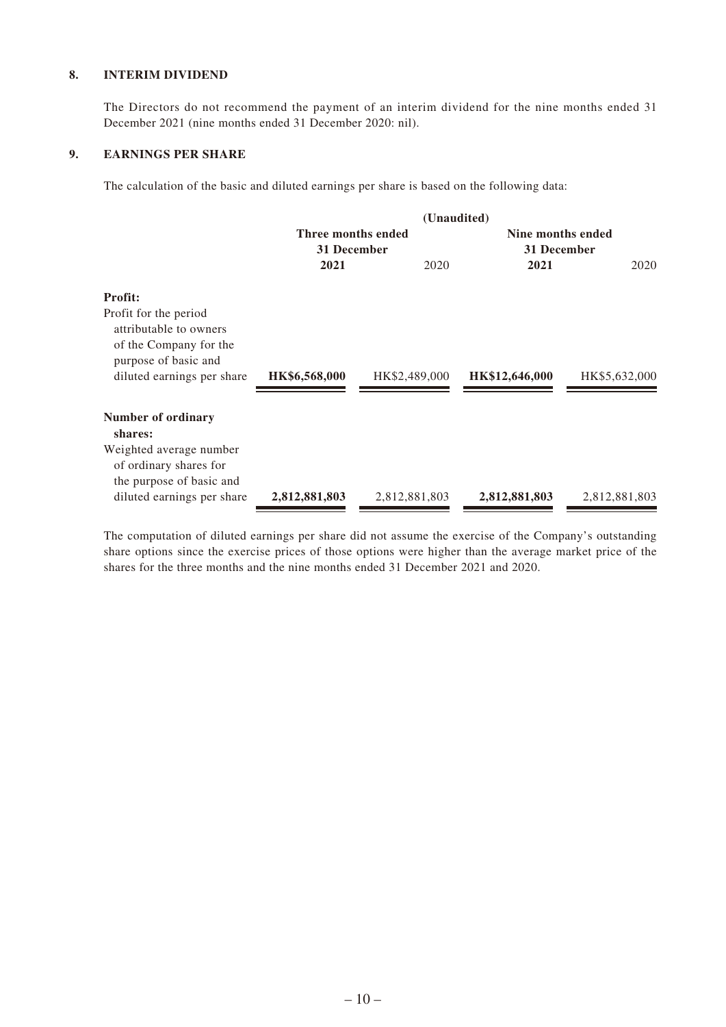## 8. INTERIM DIVIDEND

The Directors do not recommend the payment of an interim dividend for the nine months ended 31 December 2021 (nine months ended 31 December 2020: nil).

## 9. EARNINGS PER SHARE

The calculation of the basic and diluted earnings per share is based on the following data:

| | (Unaudited) | | | |
|---|---|---|---|---|
| | Three months ended 31 December | | Nine months ended 31 December | |
| | **2021** | 2020 | **2021** | 2020 |
| **Profit:** | | | | |
| Profit for the period attributable to owners of the Company for the purpose of basic and diluted earnings per share | **HK$6,568,000** | HK$2,489,000 | **HK$12,646,000** | HK$5,632,000 |
| **Number of ordinary shares:** | | | | |
| Weighted average number of ordinary shares for the purpose of basic and diluted earnings per share | **2,812,881,803** | 2,812,881,803 | **2,812,881,803** | 2,812,881,803 |

The computation of diluted earnings per share did not assume the exercise of the Company's outstanding share options since the exercise prices of those options were higher than the average market price of the shares for the three months and the nine months ended 31 December 2021 and 2020.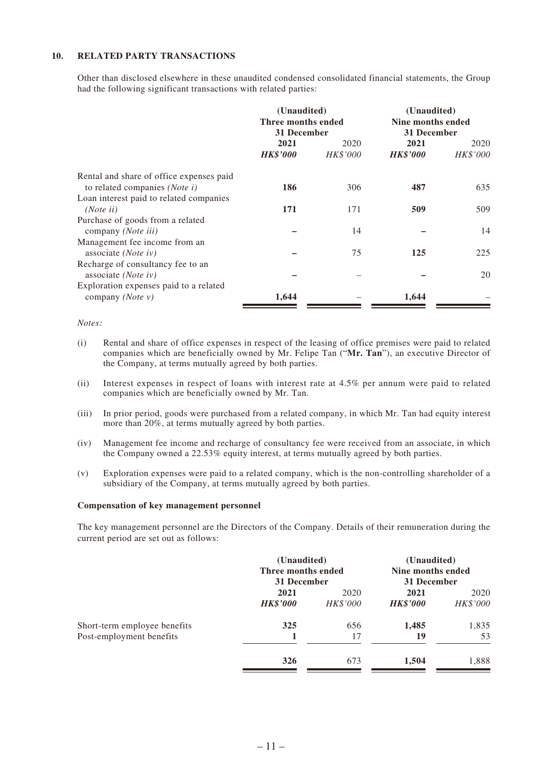## 10. RELATED PARTY TRANSACTIONS

Other than disclosed elsewhere in these unaudited condensed consolidated financial statements, the Group had the following significant transactions with related parties:

| | (Unaudited) Three months ended 31 December | | (Unaudited) Nine months ended 31 December | |
|---|---|---|---|---|
| | **2021** | 2020 | **2021** | 2020 |
| | ***HK$'000*** | *HK$'000* | ***HK$'000*** | *HK$'000* |
| Rental and share of office expenses paid to related companies *(Note i)* | **186** | 306 | **487** | 635 |
| Loan interest paid to related companies *(Note ii)* | **171** | 171 | **509** | 509 |
| Purchase of goods from a related company *(Note iii)* | **–** | 14 | **–** | 14 |
| Management fee income from an associate *(Note iv)* | **–** | 75 | **125** | 225 |
| Recharge of consultancy fee to an associate *(Note iv)* | **–** | – | **–** | 20 |
| Exploration expenses paid to a related company *(Note v)* | **1,644** | – | **1,644** | – |

*Notes:*

(i) Rental and share of office expenses in respect of the leasing of office premises were paid to related companies which are beneficially owned by Mr. Felipe Tan ("**Mr. Tan**"), an executive Director of the Company, at terms mutually agreed by both parties.

(ii) Interest expenses in respect of loans with interest rate at 4.5% per annum were paid to related companies which are beneficially owned by Mr. Tan.

(iii) In prior period, goods were purchased from a related company, in which Mr. Tan had equity interest more than 20%, at terms mutually agreed by both parties.

(iv) Management fee income and recharge of consultancy fee were received from an associate, in which the Company owned a 22.53% equity interest, at terms mutually agreed by both parties.

(v) Exploration expenses were paid to a related company, which is the non-controlling shareholder of a subsidiary of the Company, at terms mutually agreed by both parties.

### Compensation of key management personnel

The key management personnel are the Directors of the Company. Details of their remuneration during the current period are set out as follows:

| | (Unaudited) Three months ended 31 December | | (Unaudited) Nine months ended 31 December | |
|---|---|---|---|---|
| | **2021** | 2020 | **2021** | 2020 |
| | ***HK$'000*** | *HK$'000* | ***HK$'000*** | *HK$'000* |
| Short-term employee benefits | **325** | 656 | **1,485** | 1,835 |
| Post-employment benefits | **1** | 17 | **19** | 53 |
| | **326** | 673 | **1,504** | 1,888 |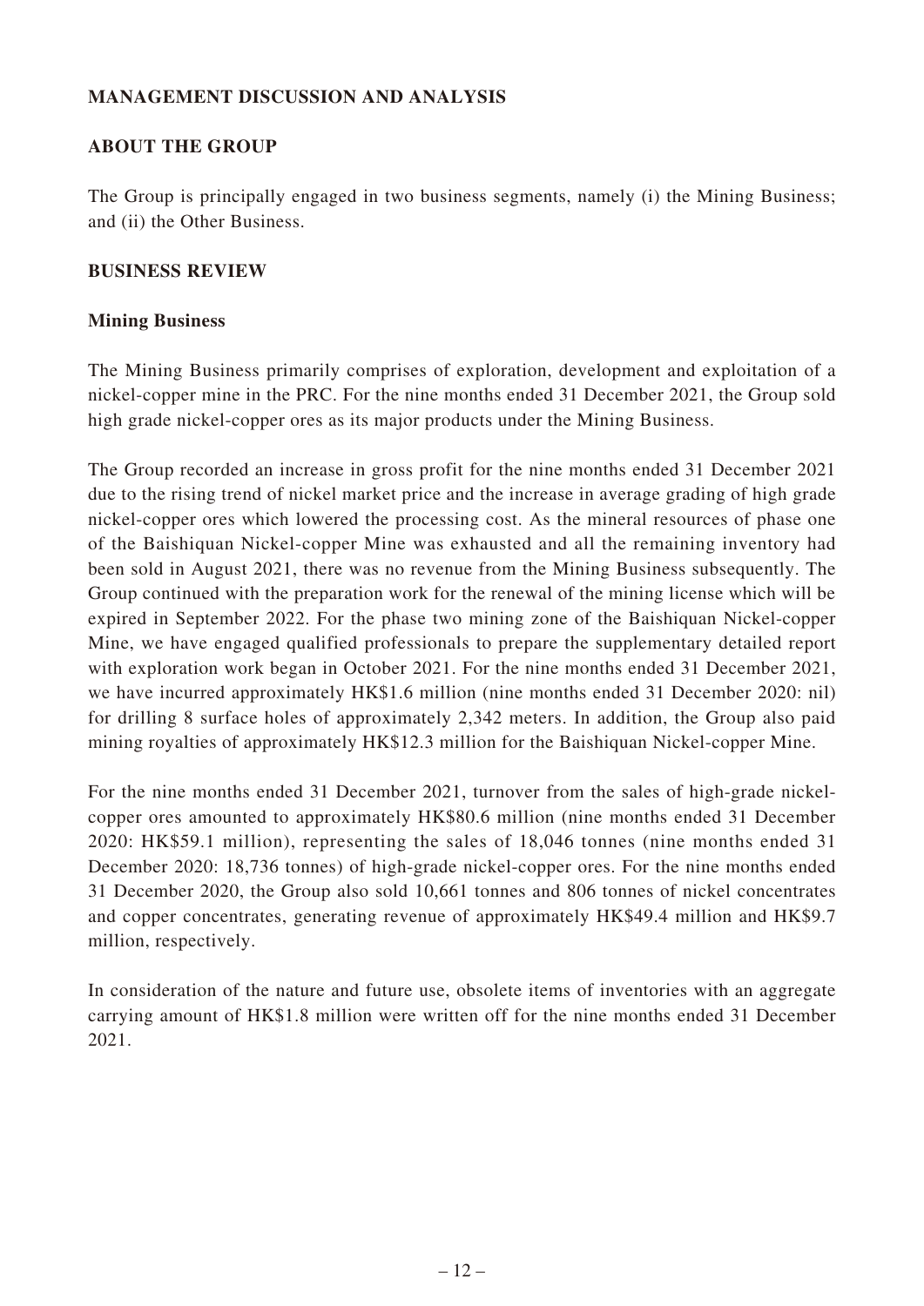## MANAGEMENT DISCUSSION AND ANALYSIS

## ABOUT THE GROUP

The Group is principally engaged in two business segments, namely (i) the Mining Business; and (ii) the Other Business.

## BUSINESS REVIEW

### Mining Business

The Mining Business primarily comprises of exploration, development and exploitation of a nickel-copper mine in the PRC. For the nine months ended 31 December 2021, the Group sold high grade nickel-copper ores as its major products under the Mining Business.

The Group recorded an increase in gross profit for the nine months ended 31 December 2021 due to the rising trend of nickel market price and the increase in average grading of high grade nickel-copper ores which lowered the processing cost. As the mineral resources of phase one of the Baishiquan Nickel-copper Mine was exhausted and all the remaining inventory had been sold in August 2021, there was no revenue from the Mining Business subsequently. The Group continued with the preparation work for the renewal of the mining license which will be expired in September 2022. For the phase two mining zone of the Baishiquan Nickel-copper Mine, we have engaged qualified professionals to prepare the supplementary detailed report with exploration work began in October 2021. For the nine months ended 31 December 2021, we have incurred approximately HK$1.6 million (nine months ended 31 December 2020: nil) for drilling 8 surface holes of approximately 2,342 meters. In addition, the Group also paid mining royalties of approximately HK$12.3 million for the Baishiquan Nickel-copper Mine.

For the nine months ended 31 December 2021, turnover from the sales of high-grade nickel-copper ores amounted to approximately HK$80.6 million (nine months ended 31 December 2020: HK$59.1 million), representing the sales of 18,046 tonnes (nine months ended 31 December 2020: 18,736 tonnes) of high-grade nickel-copper ores. For the nine months ended 31 December 2020, the Group also sold 10,661 tonnes and 806 tonnes of nickel concentrates and copper concentrates, generating revenue of approximately HK$49.4 million and HK$9.7 million, respectively.

In consideration of the nature and future use, obsolete items of inventories with an aggregate carrying amount of HK$1.8 million were written off for the nine months ended 31 December 2021.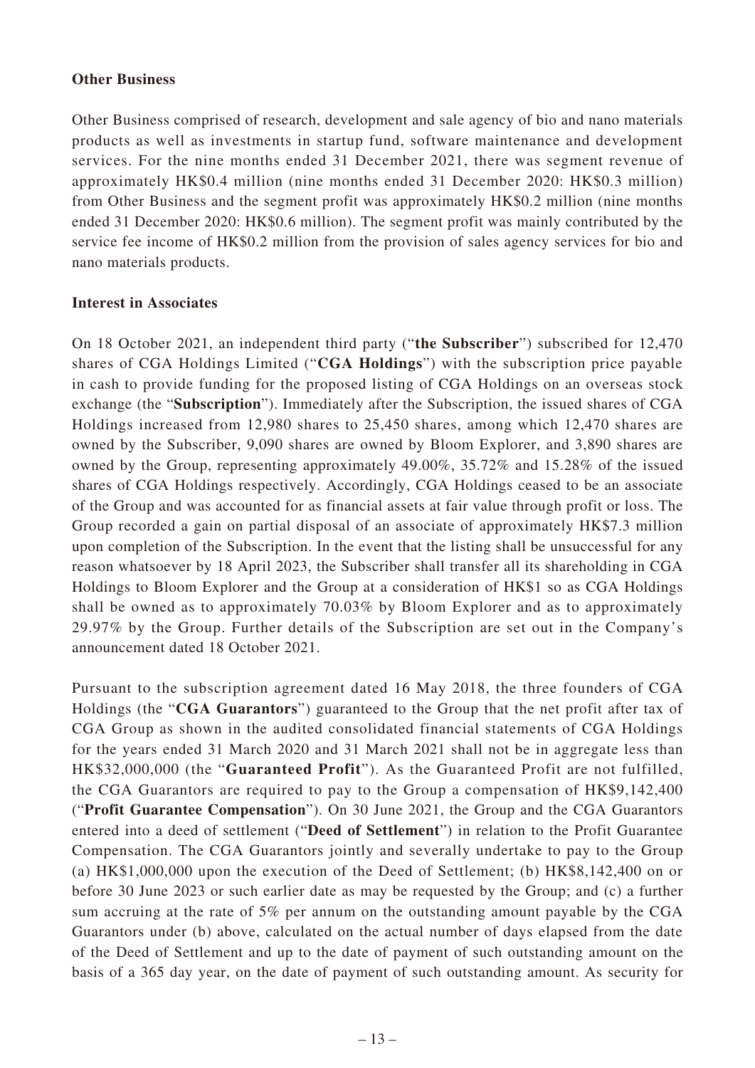**Other Business**

Other Business comprised of research, development and sale agency of bio and nano materials products as well as investments in startup fund, software maintenance and development services. For the nine months ended 31 December 2021, there was segment revenue of approximately HK$0.4 million (nine months ended 31 December 2020: HK$0.3 million) from Other Business and the segment profit was approximately HK$0.2 million (nine months ended 31 December 2020: HK$0.6 million). The segment profit was mainly contributed by the service fee income of HK$0.2 million from the provision of sales agency services for bio and nano materials products.

**Interest in Associates**

On 18 October 2021, an independent third party ("**the Subscriber**") subscribed for 12,470 shares of CGA Holdings Limited ("**CGA Holdings**") with the subscription price payable in cash to provide funding for the proposed listing of CGA Holdings on an overseas stock exchange (the "**Subscription**"). Immediately after the Subscription, the issued shares of CGA Holdings increased from 12,980 shares to 25,450 shares, among which 12,470 shares are owned by the Subscriber, 9,090 shares are owned by Bloom Explorer, and 3,890 shares are owned by the Group, representing approximately 49.00%, 35.72% and 15.28% of the issued shares of CGA Holdings respectively. Accordingly, CGA Holdings ceased to be an associate of the Group and was accounted for as financial assets at fair value through profit or loss. The Group recorded a gain on partial disposal of an associate of approximately HK$7.3 million upon completion of the Subscription. In the event that the listing shall be unsuccessful for any reason whatsoever by 18 April 2023, the Subscriber shall transfer all its shareholding in CGA Holdings to Bloom Explorer and the Group at a consideration of HK$1 so as CGA Holdings shall be owned as to approximately 70.03% by Bloom Explorer and as to approximately 29.97% by the Group. Further details of the Subscription are set out in the Company's announcement dated 18 October 2021.

Pursuant to the subscription agreement dated 16 May 2018, the three founders of CGA Holdings (the "**CGA Guarantors**") guaranteed to the Group that the net profit after tax of CGA Group as shown in the audited consolidated financial statements of CGA Holdings for the years ended 31 March 2020 and 31 March 2021 shall not be in aggregate less than HK$32,000,000 (the "**Guaranteed Profit**"). As the Guaranteed Profit are not fulfilled, the CGA Guarantors are required to pay to the Group a compensation of HK$9,142,400 ("**Profit Guarantee Compensation**"). On 30 June 2021, the Group and the CGA Guarantors entered into a deed of settlement ("**Deed of Settlement**") in relation to the Profit Guarantee Compensation. The CGA Guarantors jointly and severally undertake to pay to the Group (a) HK$1,000,000 upon the execution of the Deed of Settlement; (b) HK$8,142,400 on or before 30 June 2023 or such earlier date as may be requested by the Group; and (c) a further sum accruing at the rate of 5% per annum on the outstanding amount payable by the CGA Guarantors under (b) above, calculated on the actual number of days elapsed from the date of the Deed of Settlement and up to the date of payment of such outstanding amount on the basis of a 365 day year, on the date of payment of such outstanding amount. As security for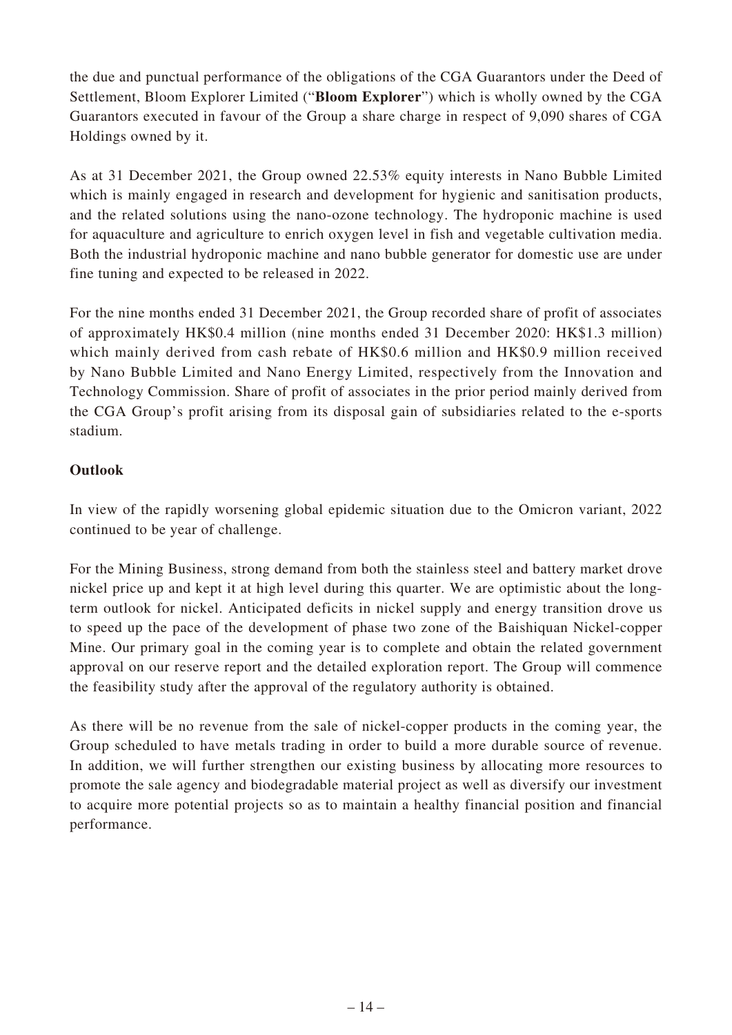the due and punctual performance of the obligations of the CGA Guarantors under the Deed of Settlement, Bloom Explorer Limited ("**Bloom Explorer**") which is wholly owned by the CGA Guarantors executed in favour of the Group a share charge in respect of 9,090 shares of CGA Holdings owned by it.

As at 31 December 2021, the Group owned 22.53% equity interests in Nano Bubble Limited which is mainly engaged in research and development for hygienic and sanitisation products, and the related solutions using the nano-ozone technology. The hydroponic machine is used for aquaculture and agriculture to enrich oxygen level in fish and vegetable cultivation media. Both the industrial hydroponic machine and nano bubble generator for domestic use are under fine tuning and expected to be released in 2022.

For the nine months ended 31 December 2021, the Group recorded share of profit of associates of approximately HK$0.4 million (nine months ended 31 December 2020: HK$1.3 million) which mainly derived from cash rebate of HK$0.6 million and HK$0.9 million received by Nano Bubble Limited and Nano Energy Limited, respectively from the Innovation and Technology Commission. Share of profit of associates in the prior period mainly derived from the CGA Group's profit arising from its disposal gain of subsidiaries related to the e-sports stadium.

**Outlook**

In view of the rapidly worsening global epidemic situation due to the Omicron variant, 2022 continued to be year of challenge.

For the Mining Business, strong demand from both the stainless steel and battery market drove nickel price up and kept it at high level during this quarter. We are optimistic about the long-term outlook for nickel. Anticipated deficits in nickel supply and energy transition drove us to speed up the pace of the development of phase two zone of the Baishiquan Nickel-copper Mine. Our primary goal in the coming year is to complete and obtain the related government approval on our reserve report and the detailed exploration report. The Group will commence the feasibility study after the approval of the regulatory authority is obtained.

As there will be no revenue from the sale of nickel-copper products in the coming year, the Group scheduled to have metals trading in order to build a more durable source of revenue. In addition, we will further strengthen our existing business by allocating more resources to promote the sale agency and biodegradable material project as well as diversify our investment to acquire more potential projects so as to maintain a healthy financial position and financial performance.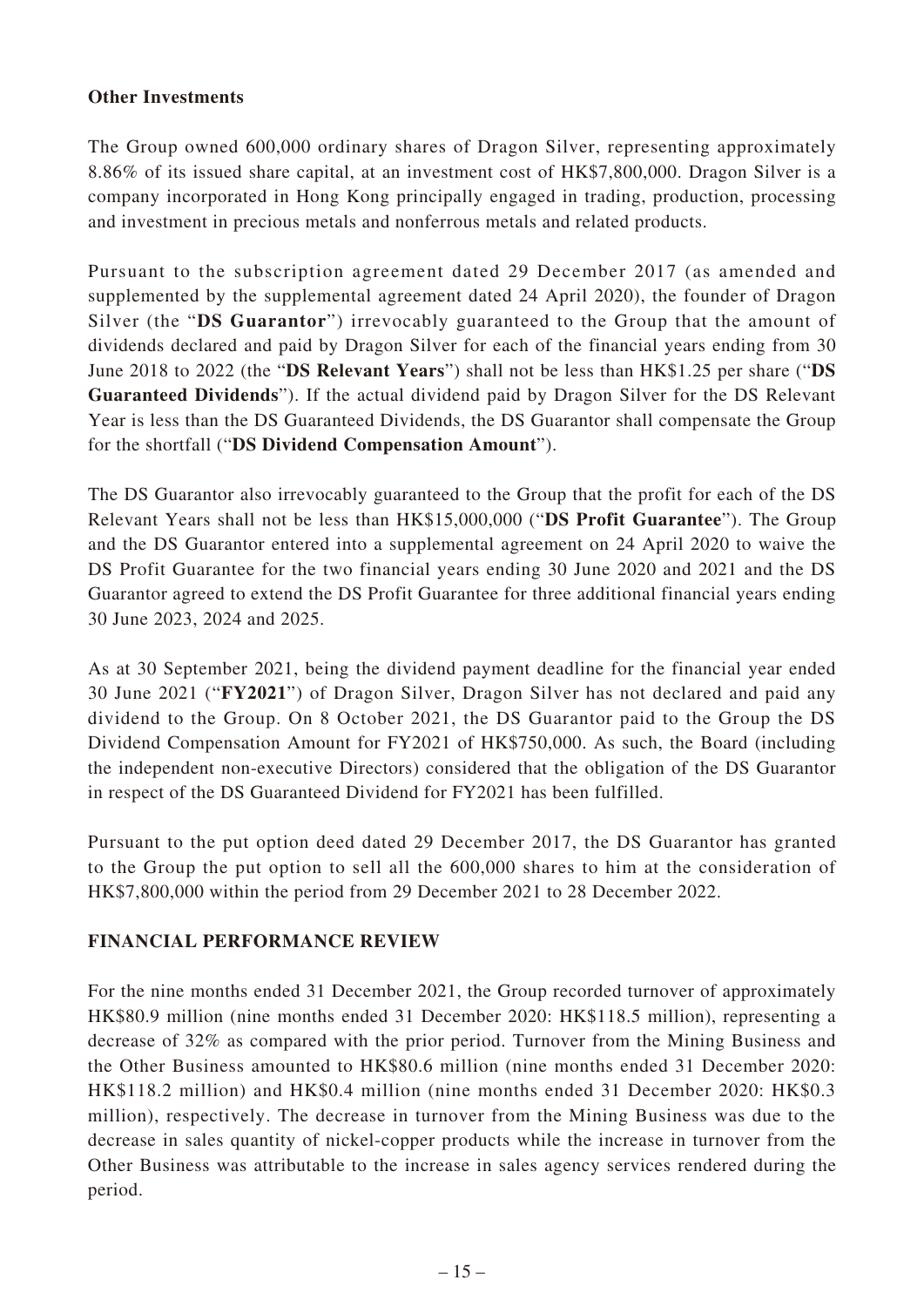**Other Investments**

The Group owned 600,000 ordinary shares of Dragon Silver, representing approximately 8.86% of its issued share capital, at an investment cost of HK$7,800,000. Dragon Silver is a company incorporated in Hong Kong principally engaged in trading, production, processing and investment in precious metals and nonferrous metals and related products.

Pursuant to the subscription agreement dated 29 December 2017 (as amended and supplemented by the supplemental agreement dated 24 April 2020), the founder of Dragon Silver (the "**DS Guarantor**") irrevocably guaranteed to the Group that the amount of dividends declared and paid by Dragon Silver for each of the financial years ending from 30 June 2018 to 2022 (the "**DS Relevant Years**") shall not be less than HK$1.25 per share ("**DS Guaranteed Dividends**"). If the actual dividend paid by Dragon Silver for the DS Relevant Year is less than the DS Guaranteed Dividends, the DS Guarantor shall compensate the Group for the shortfall ("**DS Dividend Compensation Amount**").

The DS Guarantor also irrevocably guaranteed to the Group that the profit for each of the DS Relevant Years shall not be less than HK$15,000,000 ("**DS Profit Guarantee**"). The Group and the DS Guarantor entered into a supplemental agreement on 24 April 2020 to waive the DS Profit Guarantee for the two financial years ending 30 June 2020 and 2021 and the DS Guarantor agreed to extend the DS Profit Guarantee for three additional financial years ending 30 June 2023, 2024 and 2025.

As at 30 September 2021, being the dividend payment deadline for the financial year ended 30 June 2021 ("**FY2021**") of Dragon Silver, Dragon Silver has not declared and paid any dividend to the Group. On 8 October 2021, the DS Guarantor paid to the Group the DS Dividend Compensation Amount for FY2021 of HK$750,000. As such, the Board (including the independent non-executive Directors) considered that the obligation of the DS Guarantor in respect of the DS Guaranteed Dividend for FY2021 has been fulfilled.

Pursuant to the put option deed dated 29 December 2017, the DS Guarantor has granted to the Group the put option to sell all the 600,000 shares to him at the consideration of HK$7,800,000 within the period from 29 December 2021 to 28 December 2022.

## FINANCIAL PERFORMANCE REVIEW

For the nine months ended 31 December 2021, the Group recorded turnover of approximately HK$80.9 million (nine months ended 31 December 2020: HK$118.5 million), representing a decrease of 32% as compared with the prior period. Turnover from the Mining Business and the Other Business amounted to HK$80.6 million (nine months ended 31 December 2020: HK$118.2 million) and HK$0.4 million (nine months ended 31 December 2020: HK$0.3 million), respectively. The decrease in turnover from the Mining Business was due to the decrease in sales quantity of nickel-copper products while the increase in turnover from the Other Business was attributable to the increase in sales agency services rendered during the period.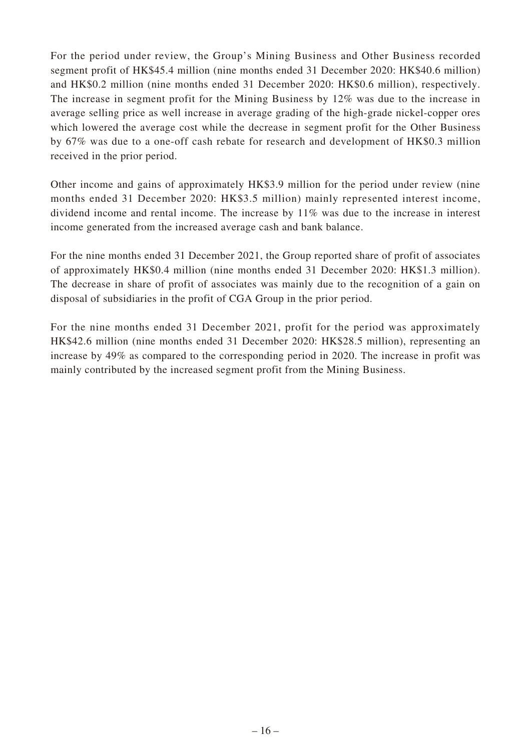For the period under review, the Group's Mining Business and Other Business recorded segment profit of HK$45.4 million (nine months ended 31 December 2020: HK$40.6 million) and HK$0.2 million (nine months ended 31 December 2020: HK$0.6 million), respectively. The increase in segment profit for the Mining Business by 12% was due to the increase in average selling price as well increase in average grading of the high-grade nickel-copper ores which lowered the average cost while the decrease in segment profit for the Other Business by 67% was due to a one-off cash rebate for research and development of HK$0.3 million received in the prior period.

Other income and gains of approximately HK$3.9 million for the period under review (nine months ended 31 December 2020: HK$3.5 million) mainly represented interest income, dividend income and rental income. The increase by 11% was due to the increase in interest income generated from the increased average cash and bank balance.

For the nine months ended 31 December 2021, the Group reported share of profit of associates of approximately HK$0.4 million (nine months ended 31 December 2020: HK$1.3 million). The decrease in share of profit of associates was mainly due to the recognition of a gain on disposal of subsidiaries in the profit of CGA Group in the prior period.

For the nine months ended 31 December 2021, profit for the period was approximately HK$42.6 million (nine months ended 31 December 2020: HK$28.5 million), representing an increase by 49% as compared to the corresponding period in 2020. The increase in profit was mainly contributed by the increased segment profit from the Mining Business.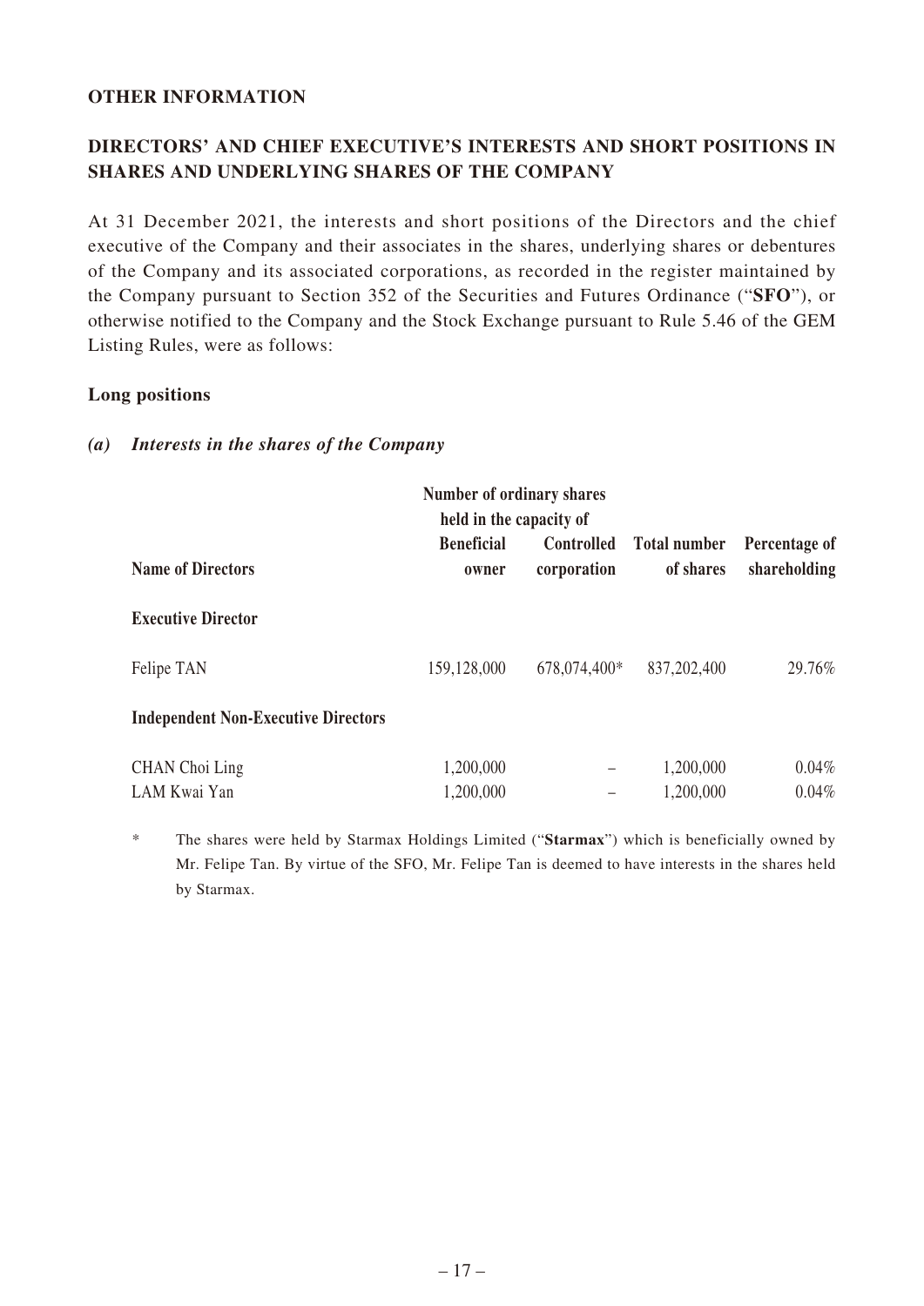## OTHER INFORMATION

## DIRECTORS' AND CHIEF EXECUTIVE'S INTERESTS AND SHORT POSITIONS IN SHARES AND UNDERLYING SHARES OF THE COMPANY

At 31 December 2021, the interests and short positions of the Directors and the chief executive of the Company and their associates in the shares, underlying shares or debentures of the Company and its associated corporations, as recorded in the register maintained by the Company pursuant to Section 352 of the Securities and Futures Ordinance ("**SFO**"), or otherwise notified to the Company and the Stock Exchange pursuant to Rule 5.46 of the GEM Listing Rules, were as follows:

### Long positions

#### *(a) Interests in the shares of the Company*

| Name of Directors | Number of ordinary shares held in the capacity of | | | |
|---|---|---|---|---|
| | Beneficial owner | Controlled corporation | Total number of shares | Percentage of shareholding |
| **Executive Director** | | | | |
| Felipe TAN | 159,128,000 | 678,074,400* | 837,202,400 | 29.76% |
| **Independent Non-Executive Directors** | | | | |
| CHAN Choi Ling | 1,200,000 | – | 1,200,000 | 0.04% |
| LAM Kwai Yan | 1,200,000 | – | 1,200,000 | 0.04% |

\* The shares were held by Starmax Holdings Limited ("**Starmax**") which is beneficially owned by Mr. Felipe Tan. By virtue of the SFO, Mr. Felipe Tan is deemed to have interests in the shares held by Starmax.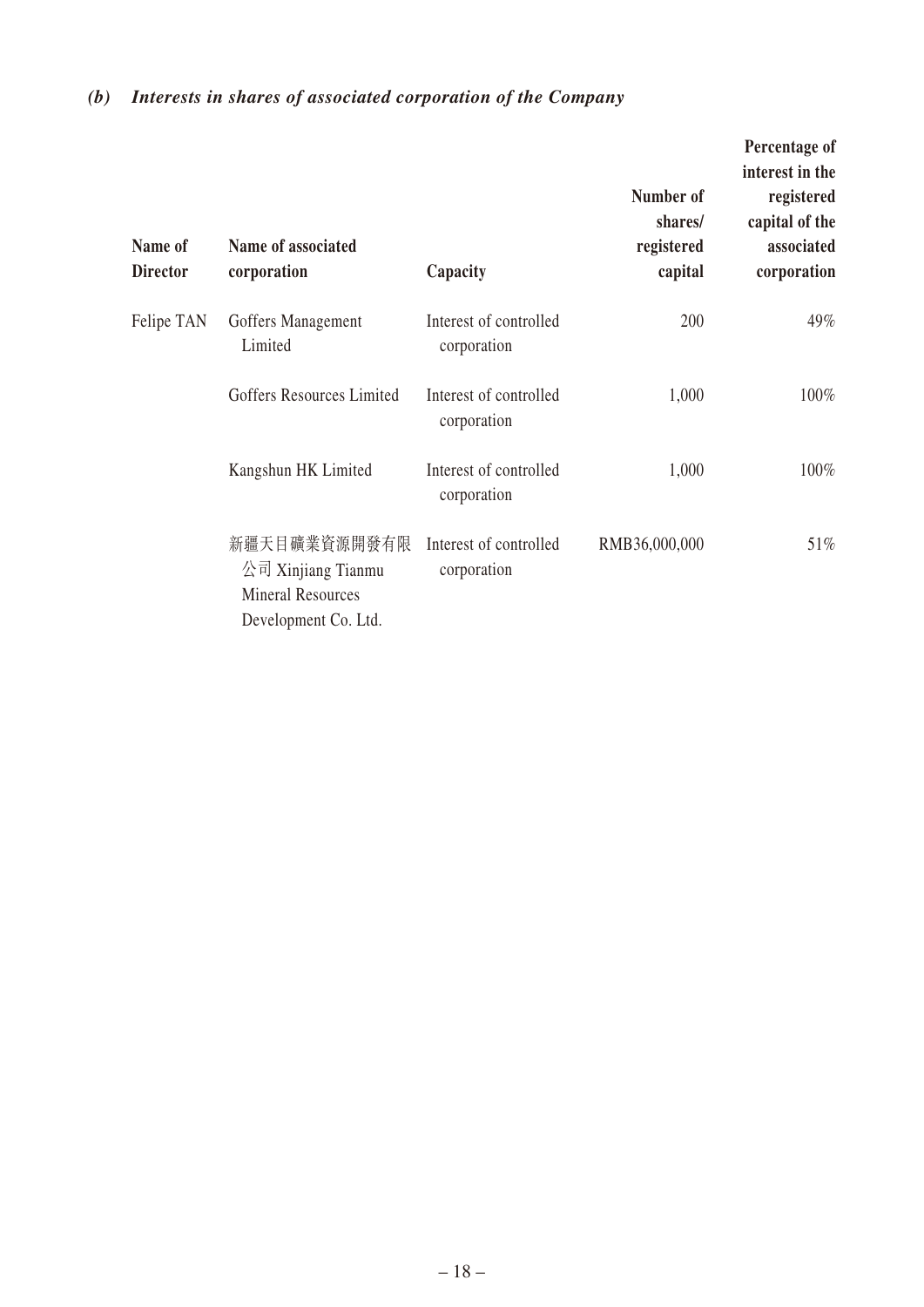### *(b) Interests in shares of associated corporation of the Company*

| Name of Director | Name of associated corporation | Capacity | Number of shares/ registered capital | Percentage of interest in the registered capital of the associated corporation |
|---|---|---|---|---|
| Felipe TAN | Goffers Management Limited | Interest of controlled corporation | 200 | 49% |
| | Goffers Resources Limited | Interest of controlled corporation | 1,000 | 100% |
| | Kangshun HK Limited | Interest of controlled corporation | 1,000 | 100% |
| | 新疆天目礦業資源開發有限公司 Xinjiang Tianmu Mineral Resources Development Co. Ltd. | Interest of controlled corporation | RMB36,000,000 | 51% |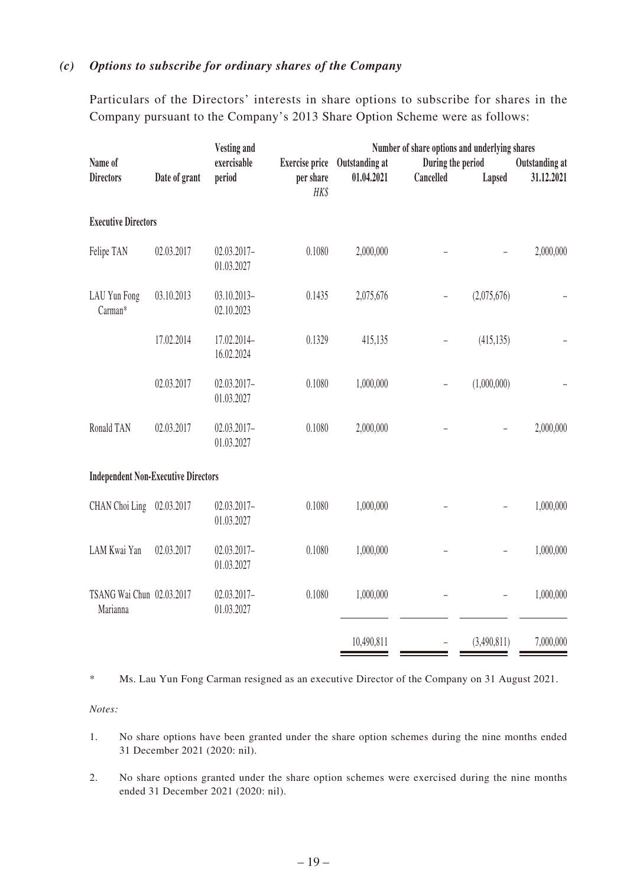### *(c) Options to subscribe for ordinary shares of the Company*

Particulars of the Directors' interests in share options to subscribe for shares in the Company pursuant to the Company's 2013 Share Option Scheme were as follows:

| Name of Directors | Date of grant | Vesting and exercisable period | Exercise price per share | Number of share options and underlying shares | | | |
|---|---|---|---|---|---|---|---|
| | | | | Outstanding at 01.04.2021 | During the period | | Outstanding at 31.12.2021 |
| | | | | | Cancelled | Lapsed | |
| | | | *HK$* | | | | |
| **Executive Directors** | | | | | | | |
| Felipe TAN | 02.03.2017 | 02.03.2017–01.03.2027 | 0.1080 | 2,000,000 | – | – | 2,000,000 |
| LAU Yun Fong Carman* | 03.10.2013 | 03.10.2013–02.10.2023 | 0.1435 | 2,075,676 | – | (2,075,676) | – |
| | 17.02.2014 | 17.02.2014–16.02.2024 | 0.1329 | 415,135 | – | (415,135) | – |
| | 02.03.2017 | 02.03.2017–01.03.2027 | 0.1080 | 1,000,000 | – | (1,000,000) | – |
| Ronald TAN | 02.03.2017 | 02.03.2017–01.03.2027 | 0.1080 | 2,000,000 | – | – | 2,000,000 |
| **Independent Non-Executive Directors** | | | | | | | |
| CHAN Choi Ling | 02.03.2017 | 02.03.2017–01.03.2027 | 0.1080 | 1,000,000 | – | – | 1,000,000 |
| LAM Kwai Yan | 02.03.2017 | 02.03.2017–01.03.2027 | 0.1080 | 1,000,000 | – | – | 1,000,000 |
| TSANG Wai Chun Marianna | 02.03.2017 | 02.03.2017–01.03.2027 | 0.1080 | 1,000,000 | – | – | 1,000,000 |
| | | | | 10,490,811 | – | (3,490,811) | 7,000,000 |

\* Ms. Lau Yun Fong Carman resigned as an executive Director of the Company on 31 August 2021.

*Notes:*

1. No share options have been granted under the share option schemes during the nine months ended 31 December 2021 (2020: nil).

2. No share options granted under the share option schemes were exercised during the nine months ended 31 December 2021 (2020: nil).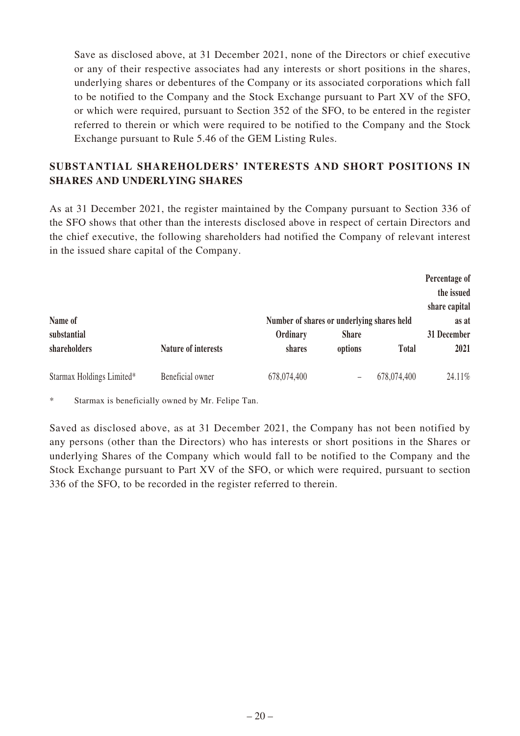Save as disclosed above, at 31 December 2021, none of the Directors or chief executive or any of their respective associates had any interests or short positions in the shares, underlying shares or debentures of the Company or its associated corporations which fall to be notified to the Company and the Stock Exchange pursuant to Part XV of the SFO, or which were required, pursuant to Section 352 of the SFO, to be entered in the register referred to therein or which were required to be notified to the Company and the Stock Exchange pursuant to Rule 5.46 of the GEM Listing Rules.

## SUBSTANTIAL SHAREHOLDERS' INTERESTS AND SHORT POSITIONS IN SHARES AND UNDERLYING SHARES

As at 31 December 2021, the register maintained by the Company pursuant to Section 336 of the SFO shows that other than the interests disclosed above in respect of certain Directors and the chief executive, the following shareholders had notified the Company of relevant interest in the issued share capital of the Company.

| Name of substantial shareholders | Nature of interests | Number of shares or underlying shares held | | | Percentage of the issued share capital as at 31 December 2021 |
|---|---|---|---|---|---|
| | | Ordinary shares | Share options | Total | |
| Starmax Holdings Limited* | Beneficial owner | 678,074,400 | – | 678,074,400 | 24.11% |

\* Starmax is beneficially owned by Mr. Felipe Tan.

Saved as disclosed above, as at 31 December 2021, the Company has not been notified by any persons (other than the Directors) who has interests or short positions in the Shares or underlying Shares of the Company which would fall to be notified to the Company and the Stock Exchange pursuant to Part XV of the SFO, or which were required, pursuant to section 336 of the SFO, to be recorded in the register referred to therein.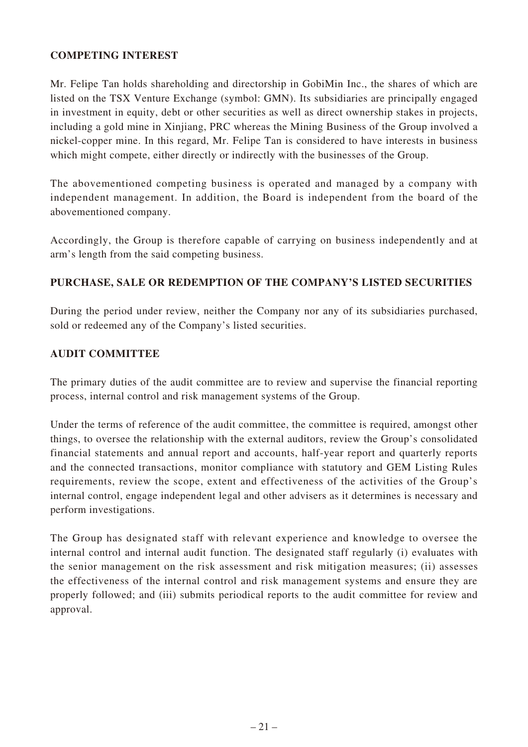## COMPETING INTEREST

Mr. Felipe Tan holds shareholding and directorship in GobiMin Inc., the shares of which are listed on the TSX Venture Exchange (symbol: GMN). Its subsidiaries are principally engaged in investment in equity, debt or other securities as well as direct ownership stakes in projects, including a gold mine in Xinjiang, PRC whereas the Mining Business of the Group involved a nickel-copper mine. In this regard, Mr. Felipe Tan is considered to have interests in business which might compete, either directly or indirectly with the businesses of the Group.

The abovementioned competing business is operated and managed by a company with independent management. In addition, the Board is independent from the board of the abovementioned company.

Accordingly, the Group is therefore capable of carrying on business independently and at arm's length from the said competing business.

## PURCHASE, SALE OR REDEMPTION OF THE COMPANY'S LISTED SECURITIES

During the period under review, neither the Company nor any of its subsidiaries purchased, sold or redeemed any of the Company's listed securities.

## AUDIT COMMITTEE

The primary duties of the audit committee are to review and supervise the financial reporting process, internal control and risk management systems of the Group.

Under the terms of reference of the audit committee, the committee is required, amongst other things, to oversee the relationship with the external auditors, review the Group's consolidated financial statements and annual report and accounts, half-year report and quarterly reports and the connected transactions, monitor compliance with statutory and GEM Listing Rules requirements, review the scope, extent and effectiveness of the activities of the Group's internal control, engage independent legal and other advisers as it determines is necessary and perform investigations.

The Group has designated staff with relevant experience and knowledge to oversee the internal control and internal audit function. The designated staff regularly (i) evaluates with the senior management on the risk assessment and risk mitigation measures; (ii) assesses the effectiveness of the internal control and risk management systems and ensure they are properly followed; and (iii) submits periodical reports to the audit committee for review and approval.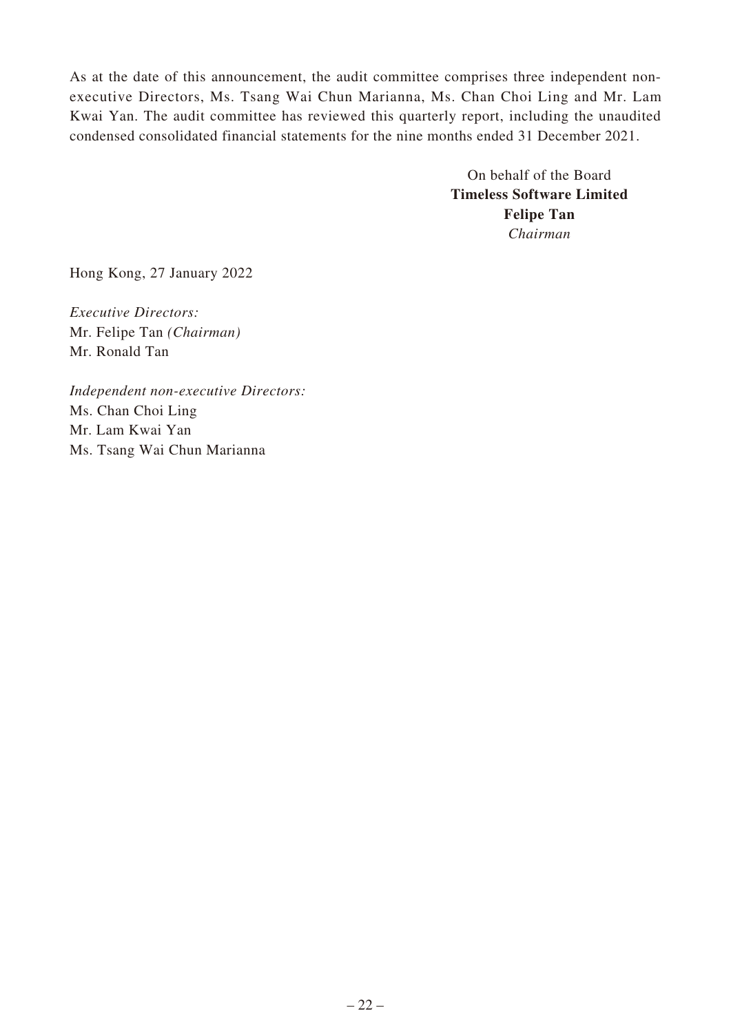As at the date of this announcement, the audit committee comprises three independent non-executive Directors, Ms. Tsang Wai Chun Marianna, Ms. Chan Choi Ling and Mr. Lam Kwai Yan. The audit committee has reviewed this quarterly report, including the unaudited condensed consolidated financial statements for the nine months ended 31 December 2021.

On behalf of the Board
**Timeless Software Limited**
**Felipe Tan**
*Chairman*

Hong Kong, 27 January 2022

*Executive Directors:*
Mr. Felipe Tan *(Chairman)*
Mr. Ronald Tan

*Independent non-executive Directors:*
Ms. Chan Choi Ling
Mr. Lam Kwai Yan
Ms. Tsang Wai Chun Marianna